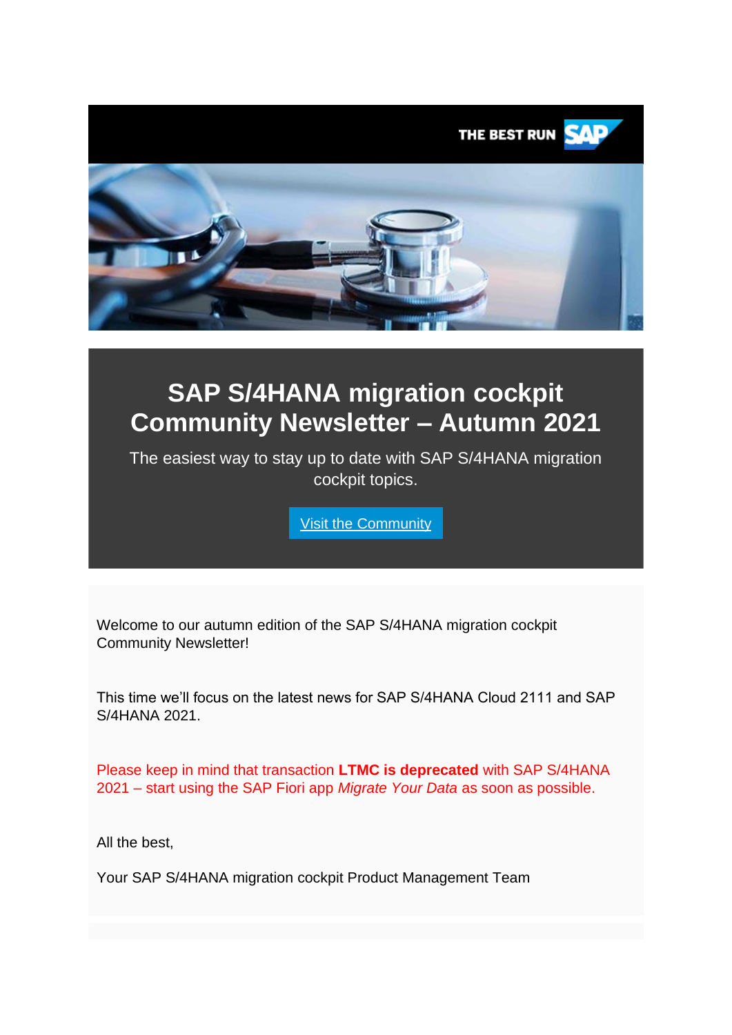THE BEST RUN SAP

# SAP S/4HANA migration cockpit Community Newsletter – Autumn 2021

The easiest way to stay up to date with SAP S/4HANA migration cockpit topics.

Visit the Community

Welcome to our autumn edition of the SAP S/4HANA migration cockpit Community Newsletter!

This time we'll focus on the latest news for SAP S/4HANA Cloud 2111 and SAP S/4HANA 2021.

Please keep in mind that transaction **LTMC is deprecated** with SAP S/4HANA 2021 – start using the SAP Fiori app *Migrate Your Data* as soon as possible.

All the best,

Your SAP S/4HANA migration cockpit Product Management Team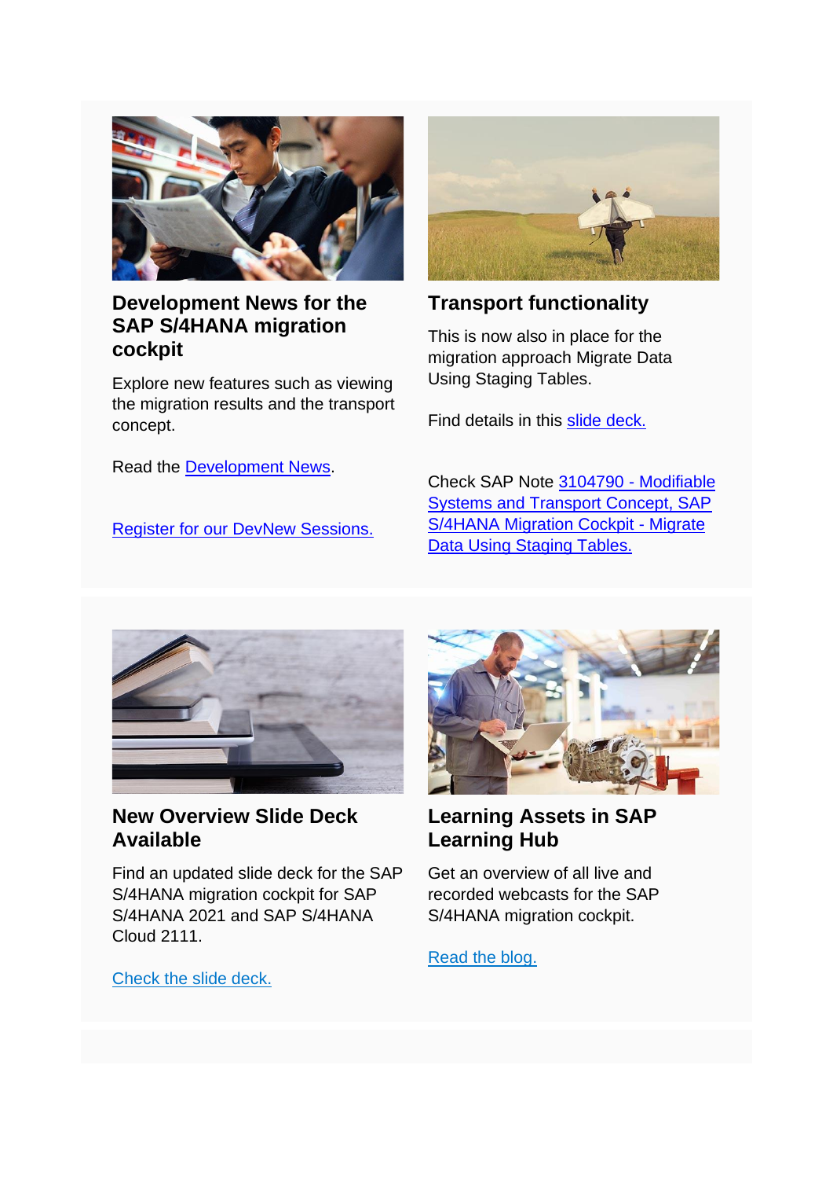## Development News for the SAP S/4HANA migration cockpit

Explore new features such as viewing the migration results and the transport concept.

Read the Development News.

Register for our DevNew Sessions.

## Transport functionality

This is now also in place for the migration approach Migrate Data Using Staging Tables.

Find details in this slide deck.

Check SAP Note 3104790 - Modifiable Systems and Transport Concept, SAP S/4HANA Migration Cockpit - Migrate Data Using Staging Tables.

## New Overview Slide Deck Available

Find an updated slide deck for the SAP S/4HANA migration cockpit for SAP S/4HANA 2021 and SAP S/4HANA Cloud 2111.

Check the slide deck.

## Learning Assets in SAP Learning Hub

Get an overview of all live and recorded webcasts for the SAP S/4HANA migration cockpit.

Read the blog.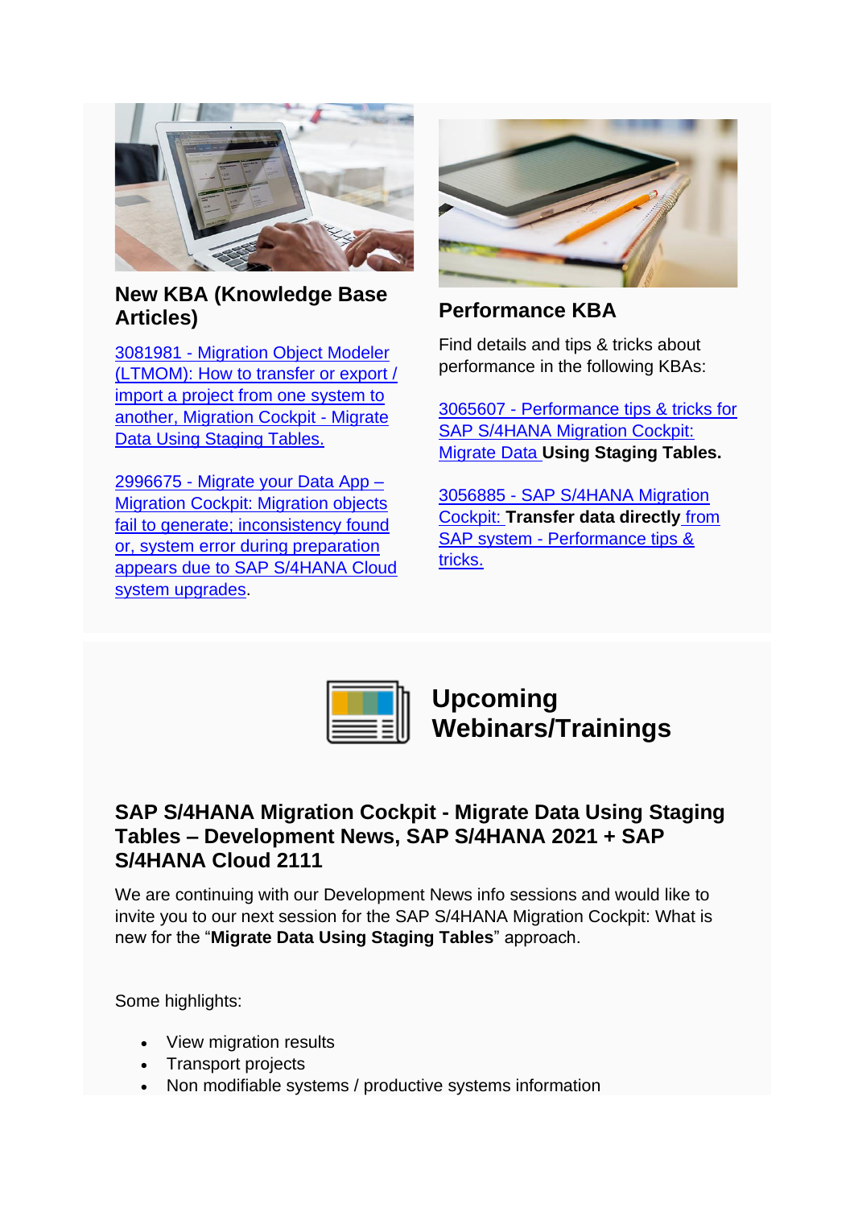## New KBA (Knowledge Base Articles)

3081981 - Migration Object Modeler (LTMOM): How to transfer or export / import a project from one system to another, Migration Cockpit - Migrate Data Using Staging Tables.

2996675 - Migrate your Data App – Migration Cockpit: Migration objects fail to generate; inconsistency found or, system error during preparation appears due to SAP S/4HANA Cloud system upgrades.

## Performance KBA

Find details and tips & tricks about performance in the following KBAs:

3065607 - Performance tips & tricks for SAP S/4HANA Migration Cockpit: Migrate Data **Using Staging Tables.**

3056885 - SAP S/4HANA Migration Cockpit: **Transfer data directly** from SAP system - Performance tips & tricks.

## Upcoming Webinars/Trainings

### SAP S/4HANA Migration Cockpit - Migrate Data Using Staging Tables – Development News, SAP S/4HANA 2021 + SAP S/4HANA Cloud 2111

We are continuing with our Development News info sessions and would like to invite you to our next session for the SAP S/4HANA Migration Cockpit: What is new for the "**Migrate Data Using Staging Tables**" approach.

Some highlights:

- View migration results
- Transport projects
- Non modifiable systems / productive systems information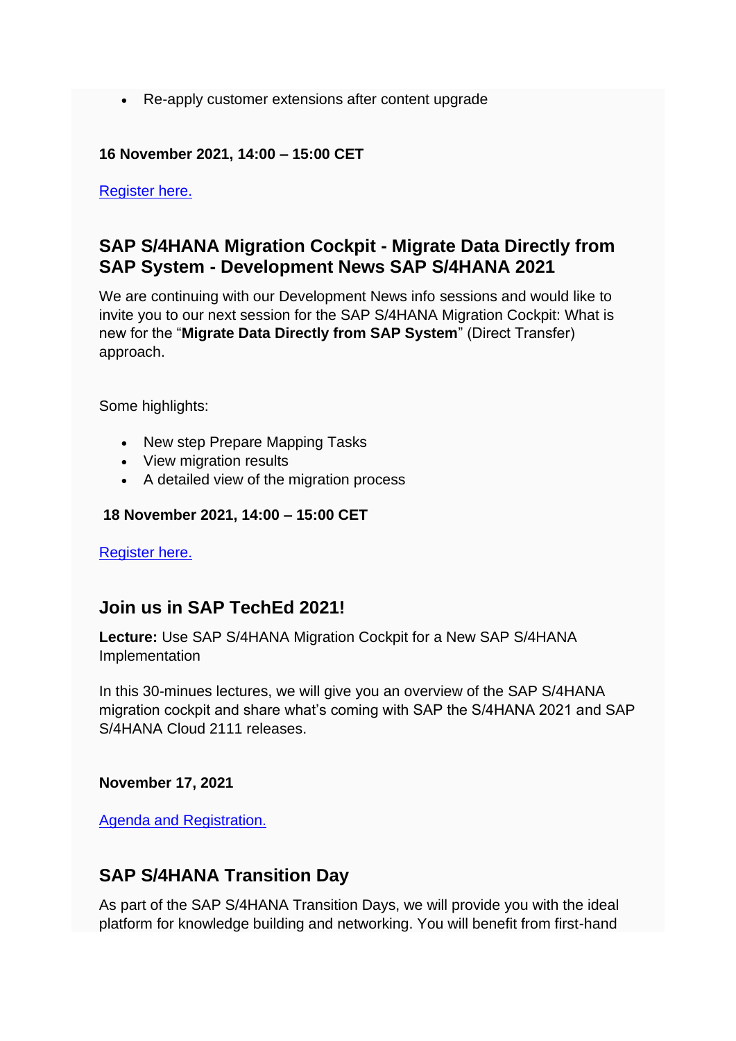- Re-apply customer extensions after content upgrade

**16 November 2021, 14:00 – 15:00 CET**

Register here.

## SAP S/4HANA Migration Cockpit - Migrate Data Directly from SAP System - Development News SAP S/4HANA 2021

We are continuing with our Development News info sessions and would like to invite you to our next session for the SAP S/4HANA Migration Cockpit: What is new for the "**Migrate Data Directly from SAP System**" (Direct Transfer) approach.

Some highlights:

- New step Prepare Mapping Tasks
- View migration results
- A detailed view of the migration process

**18 November 2021, 14:00 – 15:00 CET**

Register here.

## Join us in SAP TechEd 2021!

**Lecture:** Use SAP S/4HANA Migration Cockpit for a New SAP S/4HANA Implementation

In this 30-minues lectures, we will give you an overview of the SAP S/4HANA migration cockpit and share what's coming with SAP the S/4HANA 2021 and SAP S/4HANA Cloud 2111 releases.

**November 17, 2021**

Agenda and Registration.

## SAP S/4HANA Transition Day

As part of the SAP S/4HANA Transition Days, we will provide you with the ideal platform for knowledge building and networking. You will benefit from first-hand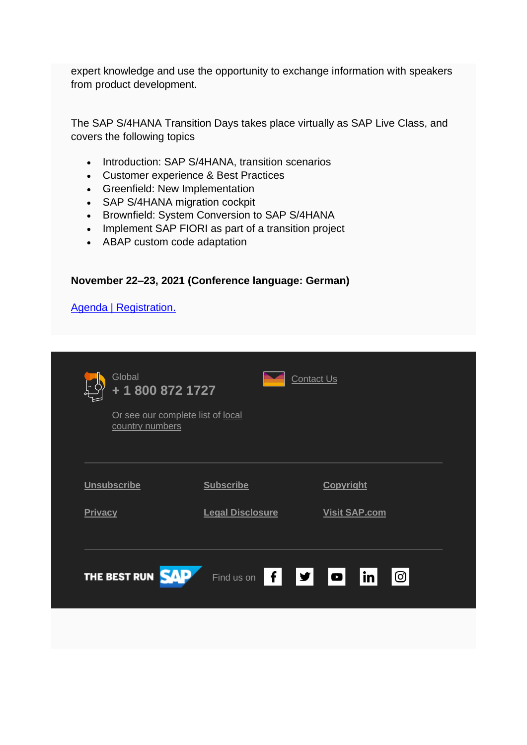expert knowledge and use the opportunity to exchange information with speakers from product development.

The SAP S/4HANA Transition Days takes place virtually as SAP Live Class, and covers the following topics

- Introduction: SAP S/4HANA, transition scenarios
- Customer experience & Best Practices
- Greenfield: New Implementation
- SAP S/4HANA migration cockpit
- Brownfield: System Conversion to SAP S/4HANA
- Implement SAP FIORI as part of a transition project
- ABAP custom code adaptation

**November 22–23, 2021 (Conference language: German)**

Agenda | Registration.

Global
+ 1 800 872 1727

Or see our complete list of local country numbers

Contact Us

Unsubscribe | Subscribe | Copyright
Privacy | Legal Disclosure | Visit SAP.com

THE BEST RUN SAP

Find us on